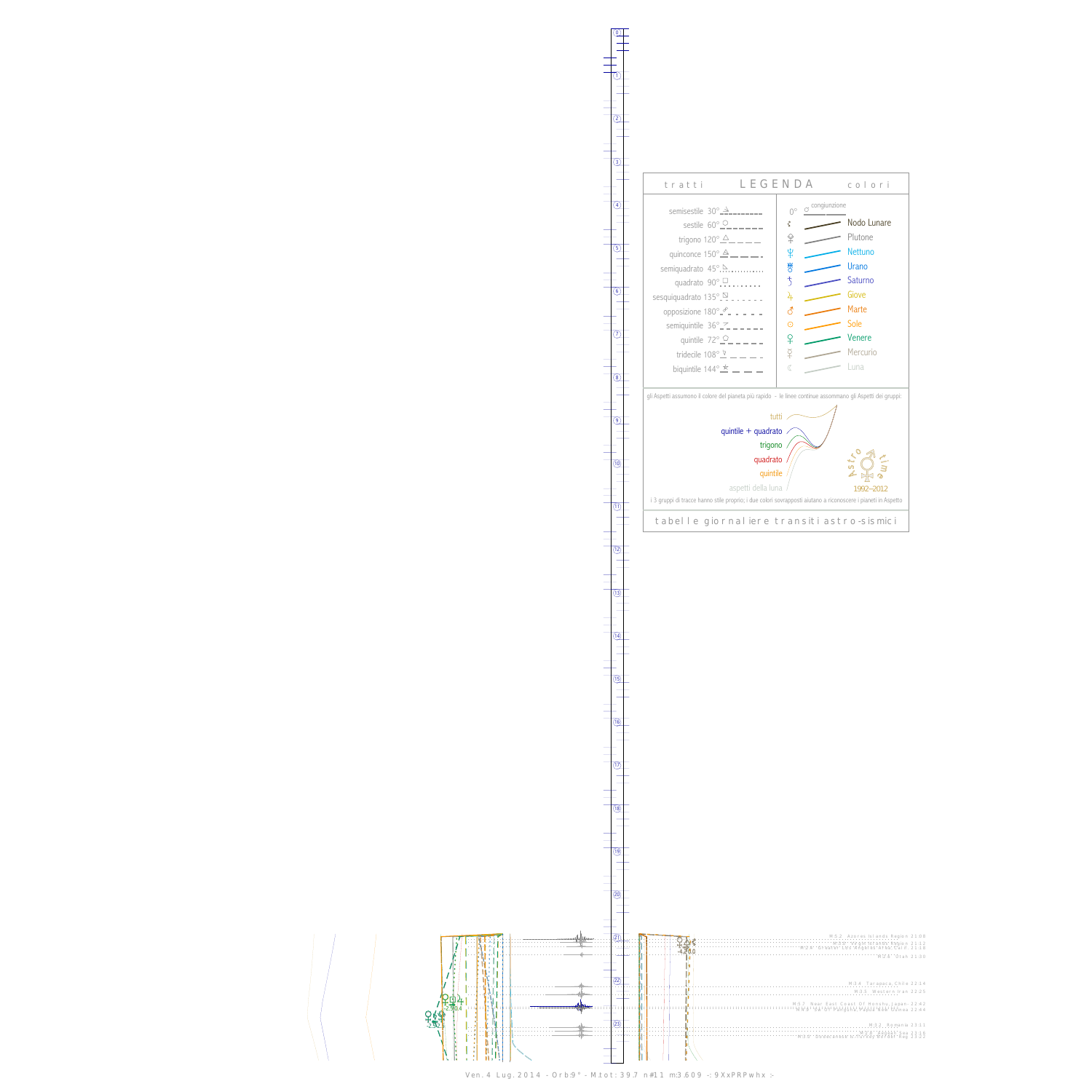## LEGENDA

**tratti**

- semisestile 30°
- sestile 60°
- trigono 120°
- quinconce 150°
- semiquadrato 45°
- quadrato 90°
- sesquiquadrato 135°
- opposizione 180°
- semiquintile 36°
- quintile 72°
- tridecile 108°
- biquintile 144°

**colori**

- 0° congiunzione
- Nodo Lunare
- Plutone
- Nettuno
- Urano
- Saturno
- Giove
- Marte
- Sole
- Venere
- Mercurio
- Luna

gli Aspetti assumono il colore del pianeta più rapido - le linee continue assommano gli Aspetti dei gruppi:

- tutti
- quintile + quadrato
- trigono
- quadrato
- quintile
- aspetti della luna

Astro time 1992–2012

i 3 gruppi di tracce hanno stile proprio; i due colori sovrapposti aiutano a riconoscere i pianeti in Aspetto

tabelle giornaliere transiti astro-sismici

M:3.2 Azores Islands Region 21:08
M:3.5 Virgin Islands Region 21:12
M:2.4 Greater Los Angeles Area Calif. 21:18
M:2.6 Utah 21:30
M:3.4 Tarapaca Chile 22:14
M:3.5 Western Iran 22:25
M:5.7 Near East Coast Of Honshu Japan 22:42
M:4.8 Sa Of Pangong Padde Near Guinea 22:44
M:3.2 Romania 23:11
M:2.8 Aegean Sea 23:16
M:3.0 Strait Of Gibraltar Territory 23:22

Ven. 4 Lug. 2014 - Orb:9° - M.tot: 39.7 n#11 m:3.609 -: 9XxPRPwhx :-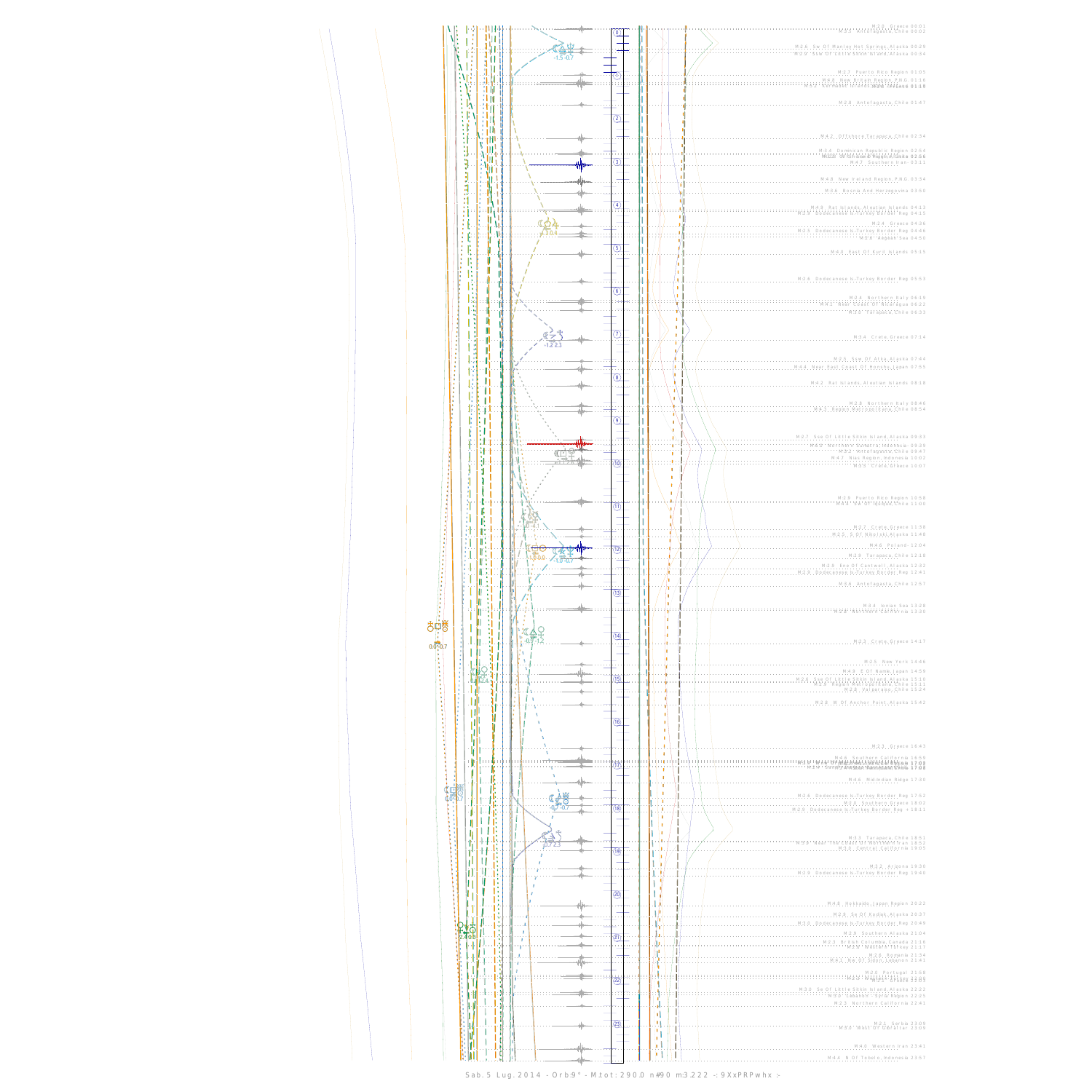M2.6 Greece 00:01
M3.5 Antofagasta, Chile 00:02
M2.6 Sw Of Manley Hot Springs, Alaska 00:29
M2.9 Ssw Of Little Sitkin Island, Alaska 00:34
M2.7 Puerto Rico Region 01:05
M4.8 New Britain Region, P.N.G. 01:16
M2.8 Antofagasta, Chile 01:47
M4.2 Offshore Tarapaca, Chile 02:34
M3.4 Dominican Republic Region 02:54
M4.7 Southern Iran 03:11
M4.8 New Ireland Region, P.N.G. 03:34
M3.6 Bosnia And Herzegovina 03:50
M4.8 Rat Islands, Aleutian Islands 04:13
M2.9 Dodecanese Is.-Turkey Border Reg 04:15
M2.4 Greece 04:36
M2.5 Dodecanese Is.-Turkey Border Reg 04:46
M2.6 Aegean Sea 04:50
M4.0 East Of Kuril Islands 05:15
M2.6 Dodecanese Is.-Turkey Border Reg 05:53
M2.4 Northern Italy 06:19
M4.1 Near Coast Of Nicaragua 06:22
M3.0 Tarapaca, Chile 06:33
M3.4 Crete, Greece 07:14
M3.5 Ssw Of Atka, Alaska 07:44
M4.4 Near East Coast Of Honshu, Japan 07:55
M4.2 Rat Islands, Aleutian Islands 08:18
M2.8 Northern Italy 08:46
M4.3 Region Metropolitana, Chile 08:54
M2.7 Ssw Of Little Sitkin Island, Alaska 09:33
M4.9 Northern Sumatra, Indonesia 09:39
M3.2 Antofagasta, Chile 09:47
M4.7 Nias Region, Indonesia 10:02
M3.5 Crete, Greece 10:07
M2.9 Puerto Rico Region 10:58
M3.4 Valparaiso, Chile 11:00
M2.7 Crete, Greece 11:38
M2.5 S Of Nikolski, Alaska 11:48
M4.6 Poland 12:04
M2.9 Tarapaca, Chile 12:18
M2.9 Ene Of Cantwell, Alaska 12:32
M2.9 Dodecanese Is.-Turkey Border Reg 12:41
M3.6 Antofagasta, Chile 12:57
M3.4 Ionian Sea 13:28
M2.6 Northern California 13:30
M2.5 Crete, Greece 14:17
M2.5 New York 14:46
M4.9 E Of Namie, Japan 14:59
M2.6 Ssw Of Little Sitkin Island, Alaska 15:10
M2.9 Region Metropolitana, Chile 15:11
M2.8 Valparaiso, Chile 15:24
M2.8 W Of Anchor Point, Alaska 15:42
M3.3 Greece 16:45
M4.6 Southern California 16:59
M4.6 Mid-Indian Ridge 17:30
M2.6 Dodecanese Is.-Turkey Border Reg 17:52
M2.5 Southern Greece 18:02
M2.5 Dodecanese Is.-Turkey Border Reg 18:11
M3.3 Tarapaca, Chile 18:51
M3.0 Central California 19:05
M3.2 Arizona 19:30
M2.9 Dodecanese Is.-Turkey Border Reg 19:40
M4.8 Hokkaido, Japan Region 20:22
M2.9 Sw Of Kodiak, Alaska 20:37
M3.0 Dodecanese Is.-Turkey Border Reg 20:49
M2.9 Southern Alaska 21:04
M2.3 British Columbia, Canada 21:16
M2.6 Romania 21:34
M4.1 Ne Of Sidon, Lebanon 21:41
M2.6 Portugal 21:58
M3.0 Sw Of Little Sitkin Island, Alaska 22:22
M2.5 Lebanon - Syria Region 22:25
M2.3 Northern California 22:41
M2.1 Serbia 23:09
M3.2 West Of Gibraltar 23:09
M4.0 Western Iran 23:41
M4.4 N Of Tobelo, Indonesia 23:57

Sab. 5 Lug. 2014 - Orb:9° - M.tot: 290.0 n#90 m3.222 -: 9XxPRPwhx :-